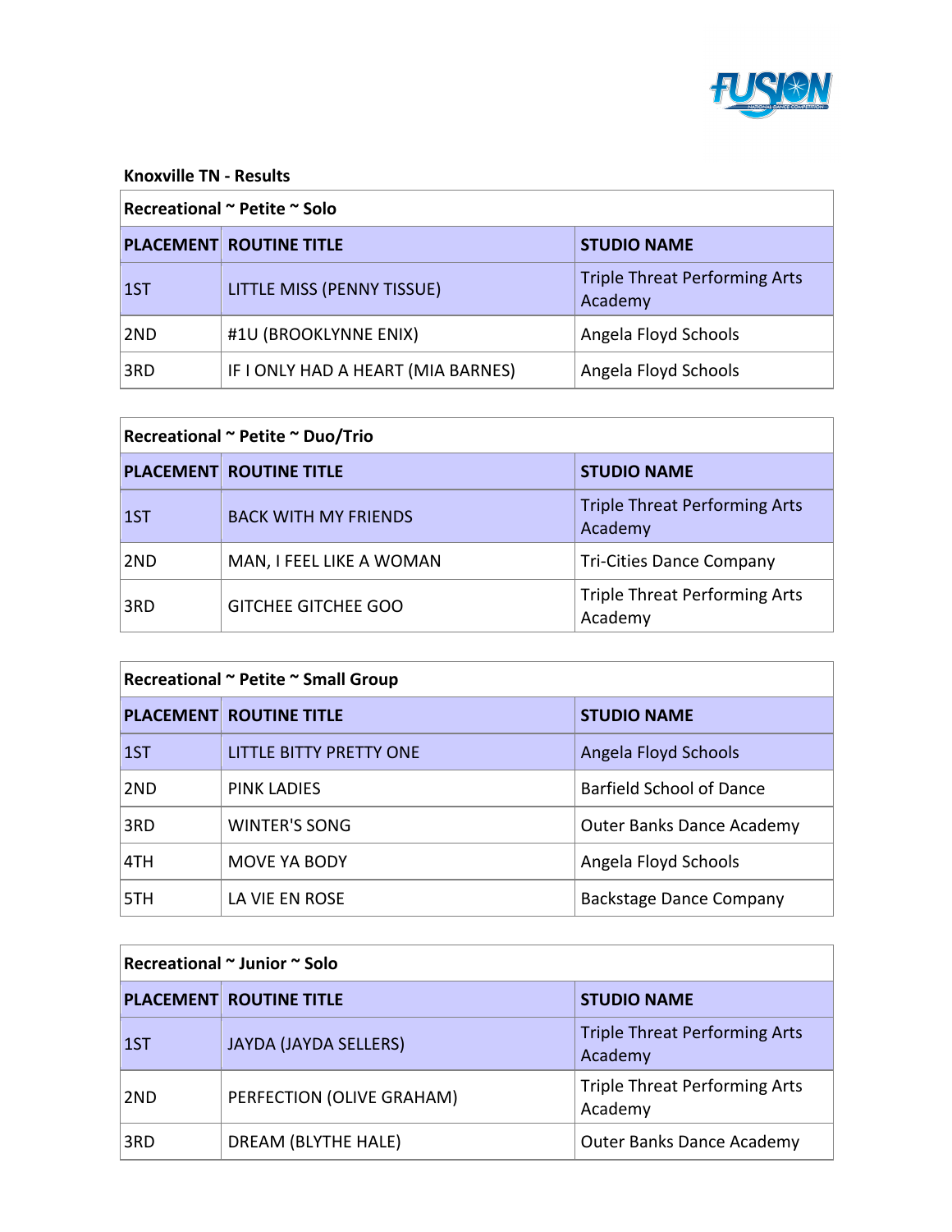## Knoxville TN - Results

| Recreational ~ Petite ~ Solo | | |
|---|---|---|
| **PLACEMENT** | **ROUTINE TITLE** | **STUDIO NAME** |
| 1ST | LITTLE MISS (PENNY TISSUE) | Triple Threat Performing Arts Academy |
| 2ND | #1U (BROOKLYNNE ENIX) | Angela Floyd Schools |
| 3RD | IF I ONLY HAD A HEART (MIA BARNES) | Angela Floyd Schools |

| Recreational ~ Petite ~ Duo/Trio | | |
|---|---|---|
| **PLACEMENT** | **ROUTINE TITLE** | **STUDIO NAME** |
| 1ST | BACK WITH MY FRIENDS | Triple Threat Performing Arts Academy |
| 2ND | MAN, I FEEL LIKE A WOMAN | Tri-Cities Dance Company |
| 3RD | GITCHEE GITCHEE GOO | Triple Threat Performing Arts Academy |

| Recreational ~ Petite ~ Small Group | | |
|---|---|---|
| **PLACEMENT** | **ROUTINE TITLE** | **STUDIO NAME** |
| 1ST | LITTLE BITTY PRETTY ONE | Angela Floyd Schools |
| 2ND | PINK LADIES | Barfield School of Dance |
| 3RD | WINTER'S SONG | Outer Banks Dance Academy |
| 4TH | MOVE YA BODY | Angela Floyd Schools |
| 5TH | LA VIE EN ROSE | Backstage Dance Company |

| Recreational ~ Junior ~ Solo | | |
|---|---|---|
| **PLACEMENT** | **ROUTINE TITLE** | **STUDIO NAME** |
| 1ST | JAYDA (JAYDA SELLERS) | Triple Threat Performing Arts Academy |
| 2ND | PERFECTION (OLIVE GRAHAM) | Triple Threat Performing Arts Academy |
| 3RD | DREAM (BLYTHE HALE) | Outer Banks Dance Academy |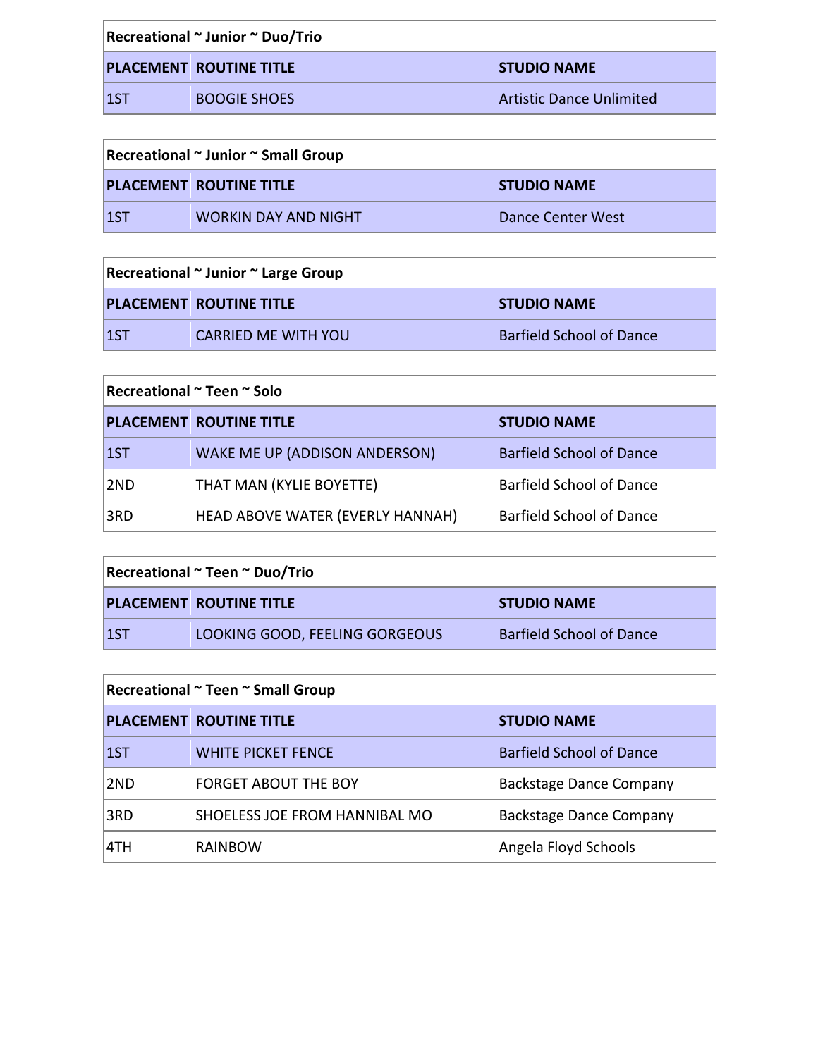| Recreational ~ Junior ~ Duo/Trio | | |
|---|---|---|
| **PLACEMENT** | **ROUTINE TITLE** | **STUDIO NAME** |
| 1ST | BOOGIE SHOES | Artistic Dance Unlimited |

| Recreational ~ Junior ~ Small Group | | |
|---|---|---|
| **PLACEMENT** | **ROUTINE TITLE** | **STUDIO NAME** |
| 1ST | WORKIN DAY AND NIGHT | Dance Center West |

| Recreational ~ Junior ~ Large Group | | |
|---|---|---|
| **PLACEMENT** | **ROUTINE TITLE** | **STUDIO NAME** |
| 1ST | CARRIED ME WITH YOU | Barfield School of Dance |

| Recreational ~ Teen ~ Solo | | |
|---|---|---|
| **PLACEMENT** | **ROUTINE TITLE** | **STUDIO NAME** |
| 1ST | WAKE ME UP (ADDISON ANDERSON) | Barfield School of Dance |
| 2ND | THAT MAN (KYLIE BOYETTE) | Barfield School of Dance |
| 3RD | HEAD ABOVE WATER (EVERLY HANNAH) | Barfield School of Dance |

| Recreational ~ Teen ~ Duo/Trio | | |
|---|---|---|
| **PLACEMENT** | **ROUTINE TITLE** | **STUDIO NAME** |
| 1ST | LOOKING GOOD, FEELING GORGEOUS | Barfield School of Dance |

| Recreational ~ Teen ~ Small Group | | |
|---|---|---|
| **PLACEMENT** | **ROUTINE TITLE** | **STUDIO NAME** |
| 1ST | WHITE PICKET FENCE | Barfield School of Dance |
| 2ND | FORGET ABOUT THE BOY | Backstage Dance Company |
| 3RD | SHOELESS JOE FROM HANNIBAL MO | Backstage Dance Company |
| 4TH | RAINBOW | Angela Floyd Schools |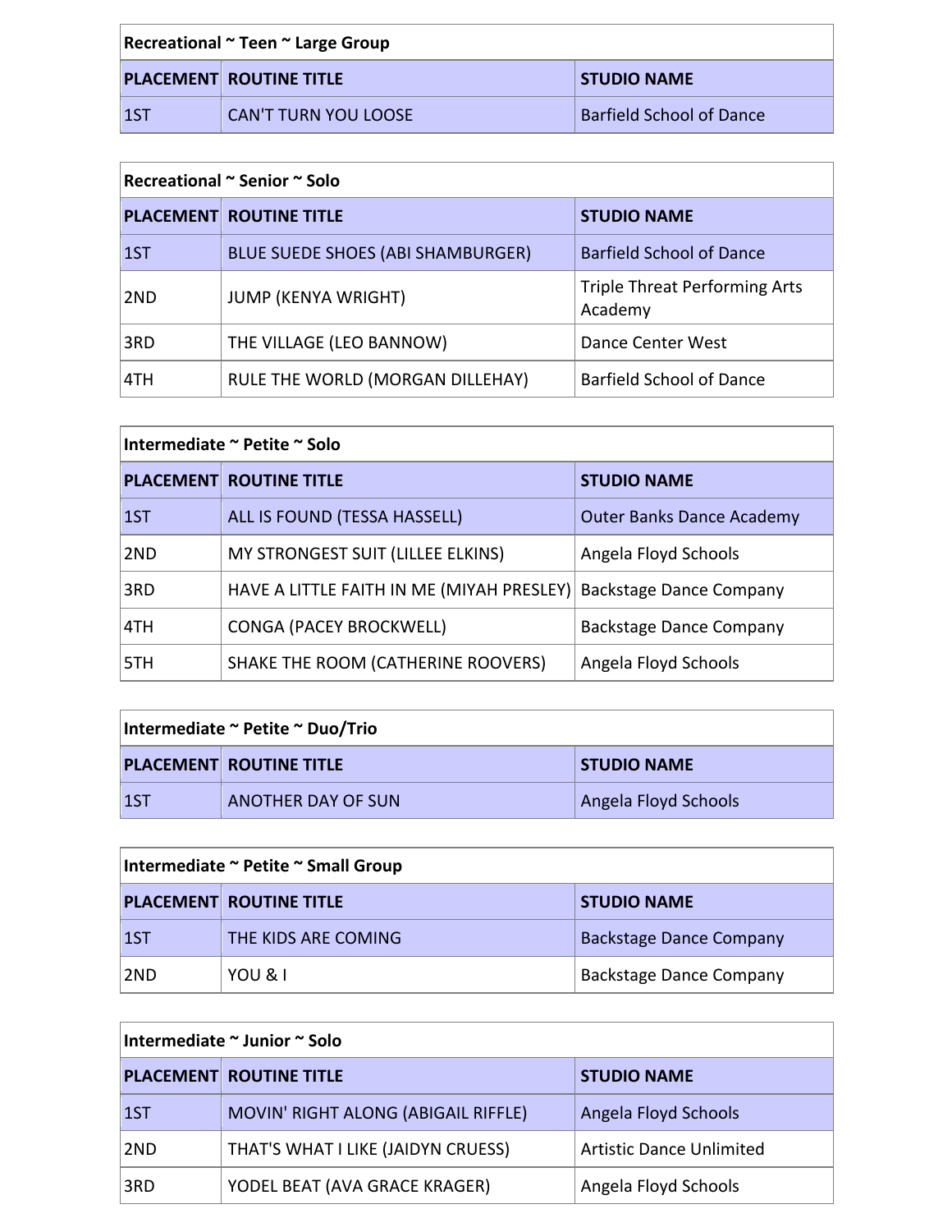| Recreational ~ Teen ~ Large Group | | |
|---|---|---|
| **PLACEMENT** | **ROUTINE TITLE** | **STUDIO NAME** |
| 1ST | CAN'T TURN YOU LOOSE | Barfield School of Dance |

| Recreational ~ Senior ~ Solo | | |
|---|---|---|
| **PLACEMENT** | **ROUTINE TITLE** | **STUDIO NAME** |
| 1ST | BLUE SUEDE SHOES (ABI SHAMBURGER) | Barfield School of Dance |
| 2ND | JUMP (KENYA WRIGHT) | Triple Threat Performing Arts Academy |
| 3RD | THE VILLAGE (LEO BANNOW) | Dance Center West |
| 4TH | RULE THE WORLD (MORGAN DILLEHAY) | Barfield School of Dance |

| Intermediate ~ Petite ~ Solo | | |
|---|---|---|
| **PLACEMENT** | **ROUTINE TITLE** | **STUDIO NAME** |
| 1ST | ALL IS FOUND (TESSA HASSELL) | Outer Banks Dance Academy |
| 2ND | MY STRONGEST SUIT (LILLEE ELKINS) | Angela Floyd Schools |
| 3RD | HAVE A LITTLE FAITH IN ME (MIYAH PRESLEY) | Backstage Dance Company |
| 4TH | CONGA (PACEY BROCKWELL) | Backstage Dance Company |
| 5TH | SHAKE THE ROOM (CATHERINE ROOVERS) | Angela Floyd Schools |

| Intermediate ~ Petite ~ Duo/Trio | | |
|---|---|---|
| **PLACEMENT** | **ROUTINE TITLE** | **STUDIO NAME** |
| 1ST | ANOTHER DAY OF SUN | Angela Floyd Schools |

| Intermediate ~ Petite ~ Small Group | | |
|---|---|---|
| **PLACEMENT** | **ROUTINE TITLE** | **STUDIO NAME** |
| 1ST | THE KIDS ARE COMING | Backstage Dance Company |
| 2ND | YOU & I | Backstage Dance Company |

| Intermediate ~ Junior ~ Solo | | |
|---|---|---|
| **PLACEMENT** | **ROUTINE TITLE** | **STUDIO NAME** |
| 1ST | MOVIN' RIGHT ALONG (ABIGAIL RIFFLE) | Angela Floyd Schools |
| 2ND | THAT'S WHAT I LIKE (JAIDYN CRUESS) | Artistic Dance Unlimited |
| 3RD | YODEL BEAT (AVA GRACE KRAGER) | Angela Floyd Schools |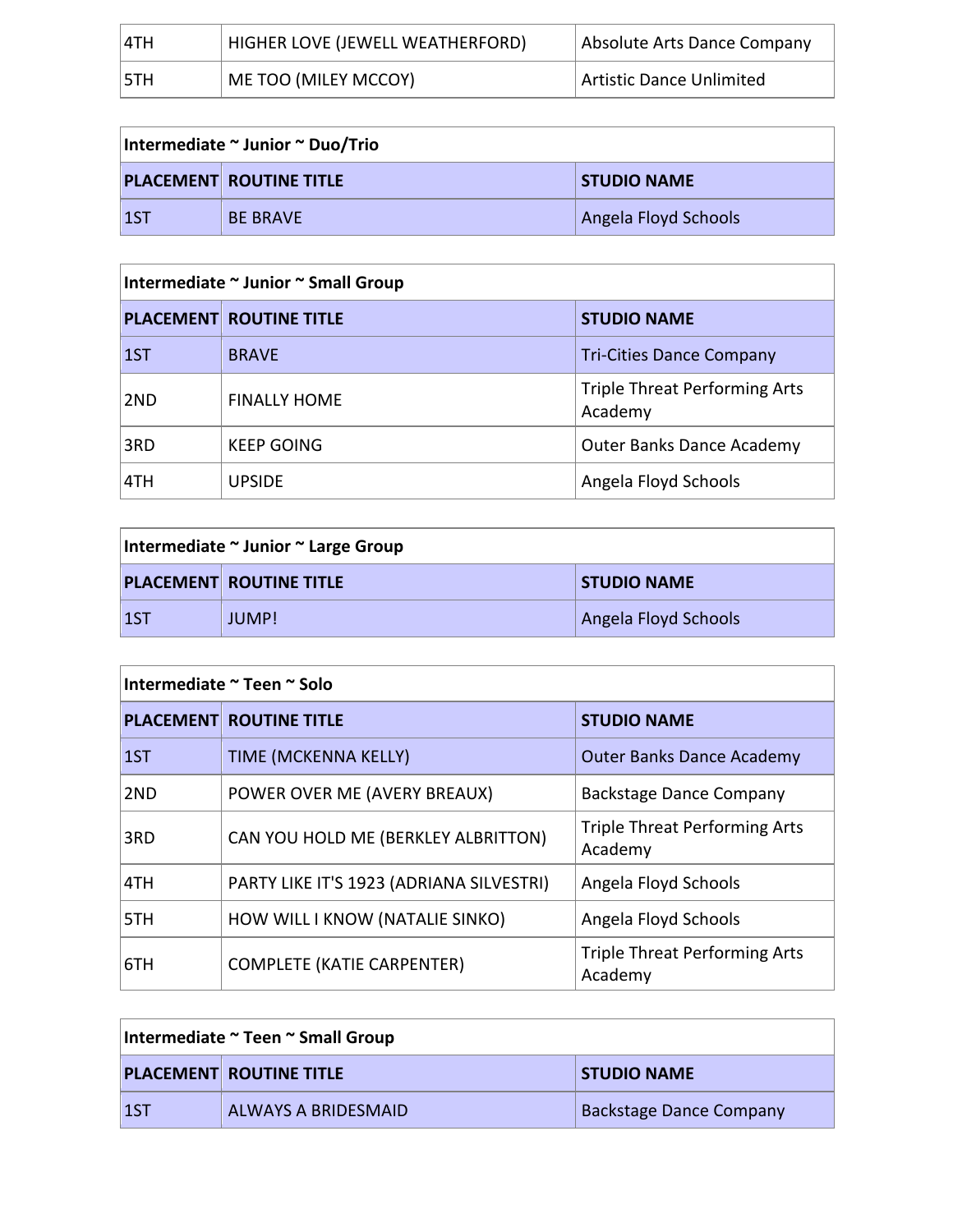| 4TH | HIGHER LOVE (JEWELL WEATHERFORD) | Absolute Arts Dance Company |
|---|---|---|
| 5TH | ME TOO (MILEY MCCOY) | Artistic Dance Unlimited |

**Intermediate ~ Junior ~ Duo/Trio**

| PLACEMENT | ROUTINE TITLE | STUDIO NAME |
|---|---|---|
| 1ST | BE BRAVE | Angela Floyd Schools |

**Intermediate ~ Junior ~ Small Group**

| PLACEMENT | ROUTINE TITLE | STUDIO NAME |
|---|---|---|
| 1ST | BRAVE | Tri-Cities Dance Company |
| 2ND | FINALLY HOME | Triple Threat Performing Arts Academy |
| 3RD | KEEP GOING | Outer Banks Dance Academy |
| 4TH | UPSIDE | Angela Floyd Schools |

**Intermediate ~ Junior ~ Large Group**

| PLACEMENT | ROUTINE TITLE | STUDIO NAME |
|---|---|---|
| 1ST | JUMP! | Angela Floyd Schools |

**Intermediate ~ Teen ~ Solo**

| PLACEMENT | ROUTINE TITLE | STUDIO NAME |
|---|---|---|
| 1ST | TIME (MCKENNA KELLY) | Outer Banks Dance Academy |
| 2ND | POWER OVER ME (AVERY BREAUX) | Backstage Dance Company |
| 3RD | CAN YOU HOLD ME (BERKLEY ALBRITTON) | Triple Threat Performing Arts Academy |
| 4TH | PARTY LIKE IT'S 1923 (ADRIANA SILVESTRI) | Angela Floyd Schools |
| 5TH | HOW WILL I KNOW (NATALIE SINKO) | Angela Floyd Schools |
| 6TH | COMPLETE (KATIE CARPENTER) | Triple Threat Performing Arts Academy |

**Intermediate ~ Teen ~ Small Group**

| PLACEMENT | ROUTINE TITLE | STUDIO NAME |
|---|---|---|
| 1ST | ALWAYS A BRIDESMAID | Backstage Dance Company |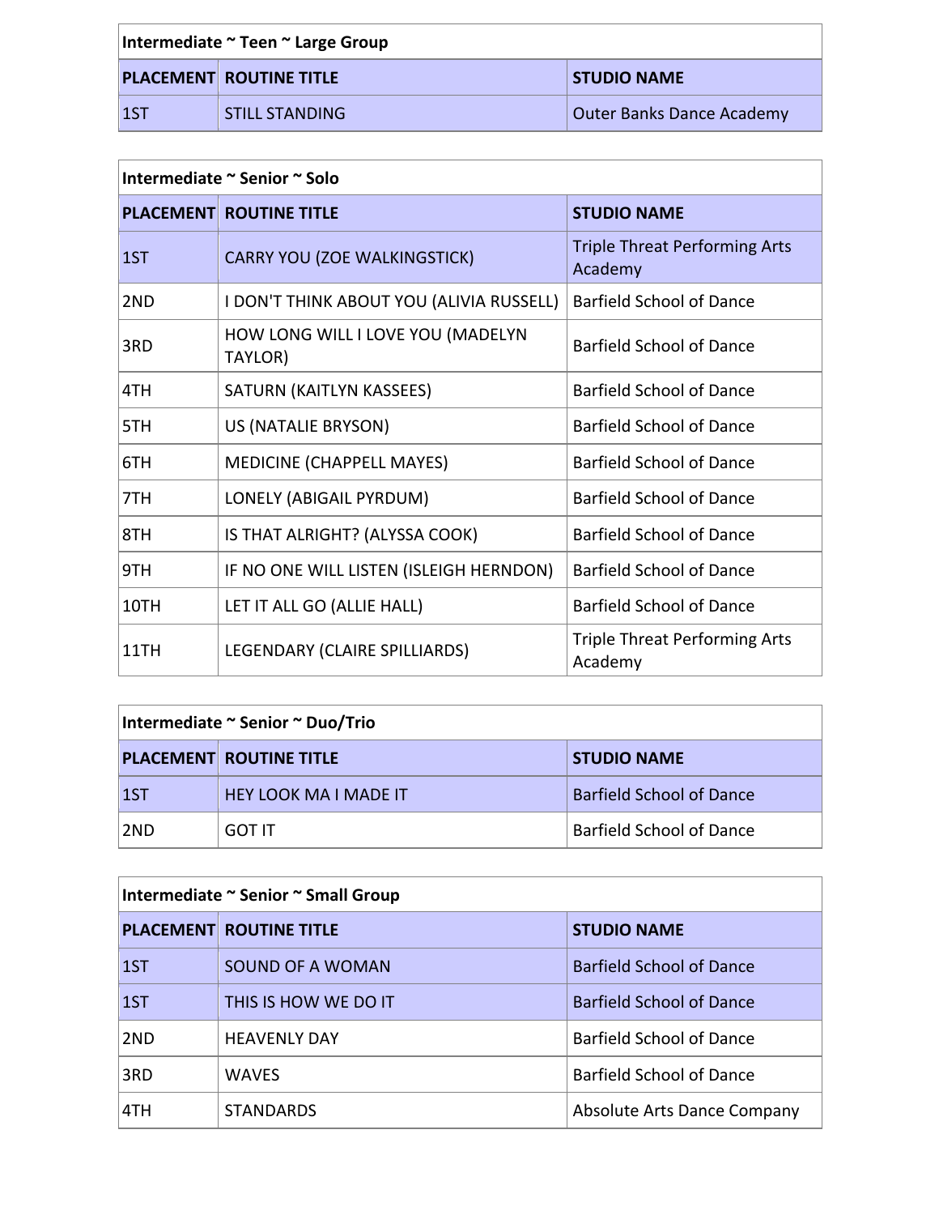| Intermediate ~ Teen ~ Large Group | | |
|---|---|---|
| **PLACEMENT** | **ROUTINE TITLE** | **STUDIO NAME** |
| 1ST | STILL STANDING | Outer Banks Dance Academy |

| Intermediate ~ Senior ~ Solo | | |
|---|---|---|
| **PLACEMENT** | **ROUTINE TITLE** | **STUDIO NAME** |
| 1ST | CARRY YOU (ZOE WALKINGSTICK) | Triple Threat Performing Arts Academy |
| 2ND | I DON'T THINK ABOUT YOU (ALIVIA RUSSELL) | Barfield School of Dance |
| 3RD | HOW LONG WILL I LOVE YOU (MADELYN TAYLOR) | Barfield School of Dance |
| 4TH | SATURN (KAITLYN KASSEES) | Barfield School of Dance |
| 5TH | US (NATALIE BRYSON) | Barfield School of Dance |
| 6TH | MEDICINE (CHAPPELL MAYES) | Barfield School of Dance |
| 7TH | LONELY (ABIGAIL PYRDUM) | Barfield School of Dance |
| 8TH | IS THAT ALRIGHT? (ALYSSA COOK) | Barfield School of Dance |
| 9TH | IF NO ONE WILL LISTEN (ISLEIGH HERNDON) | Barfield School of Dance |
| 10TH | LET IT ALL GO (ALLIE HALL) | Barfield School of Dance |
| 11TH | LEGENDARY (CLAIRE SPILLIARDS) | Triple Threat Performing Arts Academy |

| Intermediate ~ Senior ~ Duo/Trio | | |
|---|---|---|
| **PLACEMENT** | **ROUTINE TITLE** | **STUDIO NAME** |
| 1ST | HEY LOOK MA I MADE IT | Barfield School of Dance |
| 2ND | GOT IT | Barfield School of Dance |

| Intermediate ~ Senior ~ Small Group | | |
|---|---|---|
| **PLACEMENT** | **ROUTINE TITLE** | **STUDIO NAME** |
| 1ST | SOUND OF A WOMAN | Barfield School of Dance |
| 1ST | THIS IS HOW WE DO IT | Barfield School of Dance |
| 2ND | HEAVENLY DAY | Barfield School of Dance |
| 3RD | WAVES | Barfield School of Dance |
| 4TH | STANDARDS | Absolute Arts Dance Company |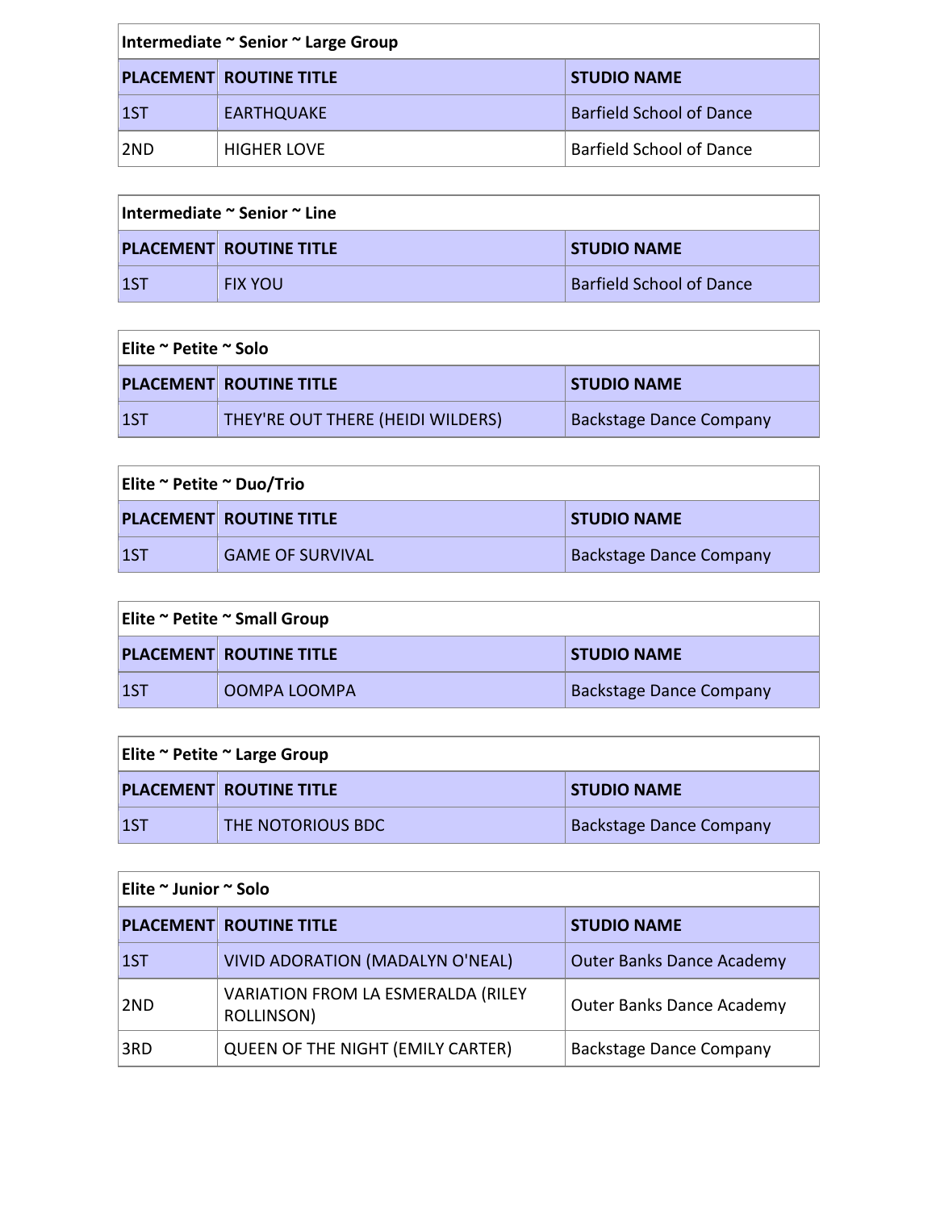| Intermediate ~ Senior ~ Large Group | | |
|---|---|---|
| PLACEMENT | ROUTINE TITLE | STUDIO NAME |
| 1ST | EARTHQUAKE | Barfield School of Dance |
| 2ND | HIGHER LOVE | Barfield School of Dance |

| Intermediate ~ Senior ~ Line | | |
|---|---|---|
| PLACEMENT | ROUTINE TITLE | STUDIO NAME |
| 1ST | FIX YOU | Barfield School of Dance |

| Elite ~ Petite ~ Solo | | |
|---|---|---|
| PLACEMENT | ROUTINE TITLE | STUDIO NAME |
| 1ST | THEY'RE OUT THERE (HEIDI WILDERS) | Backstage Dance Company |

| Elite ~ Petite ~ Duo/Trio | | |
|---|---|---|
| PLACEMENT | ROUTINE TITLE | STUDIO NAME |
| 1ST | GAME OF SURVIVAL | Backstage Dance Company |

| Elite ~ Petite ~ Small Group | | |
|---|---|---|
| PLACEMENT | ROUTINE TITLE | STUDIO NAME |
| 1ST | OOMPA LOOMPA | Backstage Dance Company |

| Elite ~ Petite ~ Large Group | | |
|---|---|---|
| PLACEMENT | ROUTINE TITLE | STUDIO NAME |
| 1ST | THE NOTORIOUS BDC | Backstage Dance Company |

| Elite ~ Junior ~ Solo | | |
|---|---|---|
| PLACEMENT | ROUTINE TITLE | STUDIO NAME |
| 1ST | VIVID ADORATION (MADALYN O'NEAL) | Outer Banks Dance Academy |
| 2ND | VARIATION FROM LA ESMERALDA (RILEY ROLLINSON) | Outer Banks Dance Academy |
| 3RD | QUEEN OF THE NIGHT (EMILY CARTER) | Backstage Dance Company |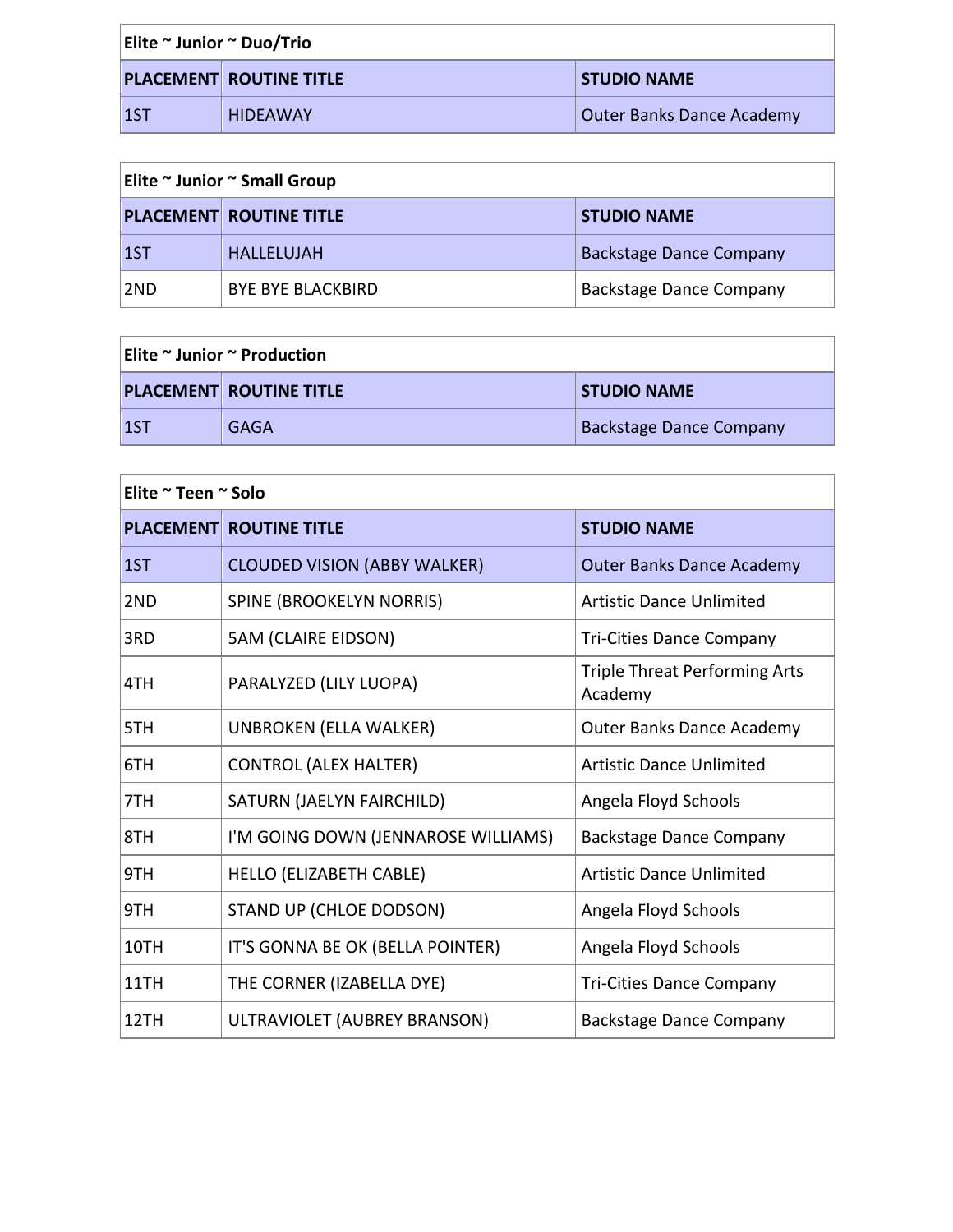| Elite ~ Junior ~ Duo/Trio | | |
| --- | --- | --- |
| PLACEMENT | ROUTINE TITLE | STUDIO NAME |
| 1ST | HIDEAWAY | Outer Banks Dance Academy |

| Elite ~ Junior ~ Small Group | | |
| --- | --- | --- |
| PLACEMENT | ROUTINE TITLE | STUDIO NAME |
| 1ST | HALLELUJAH | Backstage Dance Company |
| 2ND | BYE BYE BLACKBIRD | Backstage Dance Company |

| Elite ~ Junior ~ Production | | |
| --- | --- | --- |
| PLACEMENT | ROUTINE TITLE | STUDIO NAME |
| 1ST | GAGA | Backstage Dance Company |

| Elite ~ Teen ~ Solo | | |
| --- | --- | --- |
| PLACEMENT | ROUTINE TITLE | STUDIO NAME |
| 1ST | CLOUDED VISION (ABBY WALKER) | Outer Banks Dance Academy |
| 2ND | SPINE (BROOKELYN NORRIS) | Artistic Dance Unlimited |
| 3RD | 5AM (CLAIRE EIDSON) | Tri-Cities Dance Company |
| 4TH | PARALYZED (LILY LUOPA) | Triple Threat Performing Arts Academy |
| 5TH | UNBROKEN (ELLA WALKER) | Outer Banks Dance Academy |
| 6TH | CONTROL (ALEX HALTER) | Artistic Dance Unlimited |
| 7TH | SATURN (JAELYN FAIRCHILD) | Angela Floyd Schools |
| 8TH | I'M GOING DOWN (JENNAROSE WILLIAMS) | Backstage Dance Company |
| 9TH | HELLO (ELIZABETH CABLE) | Artistic Dance Unlimited |
| 9TH | STAND UP (CHLOE DODSON) | Angela Floyd Schools |
| 10TH | IT'S GONNA BE OK (BELLA POINTER) | Angela Floyd Schools |
| 11TH | THE CORNER (IZABELLA DYE) | Tri-Cities Dance Company |
| 12TH | ULTRAVIOLET (AUBREY BRANSON) | Backstage Dance Company |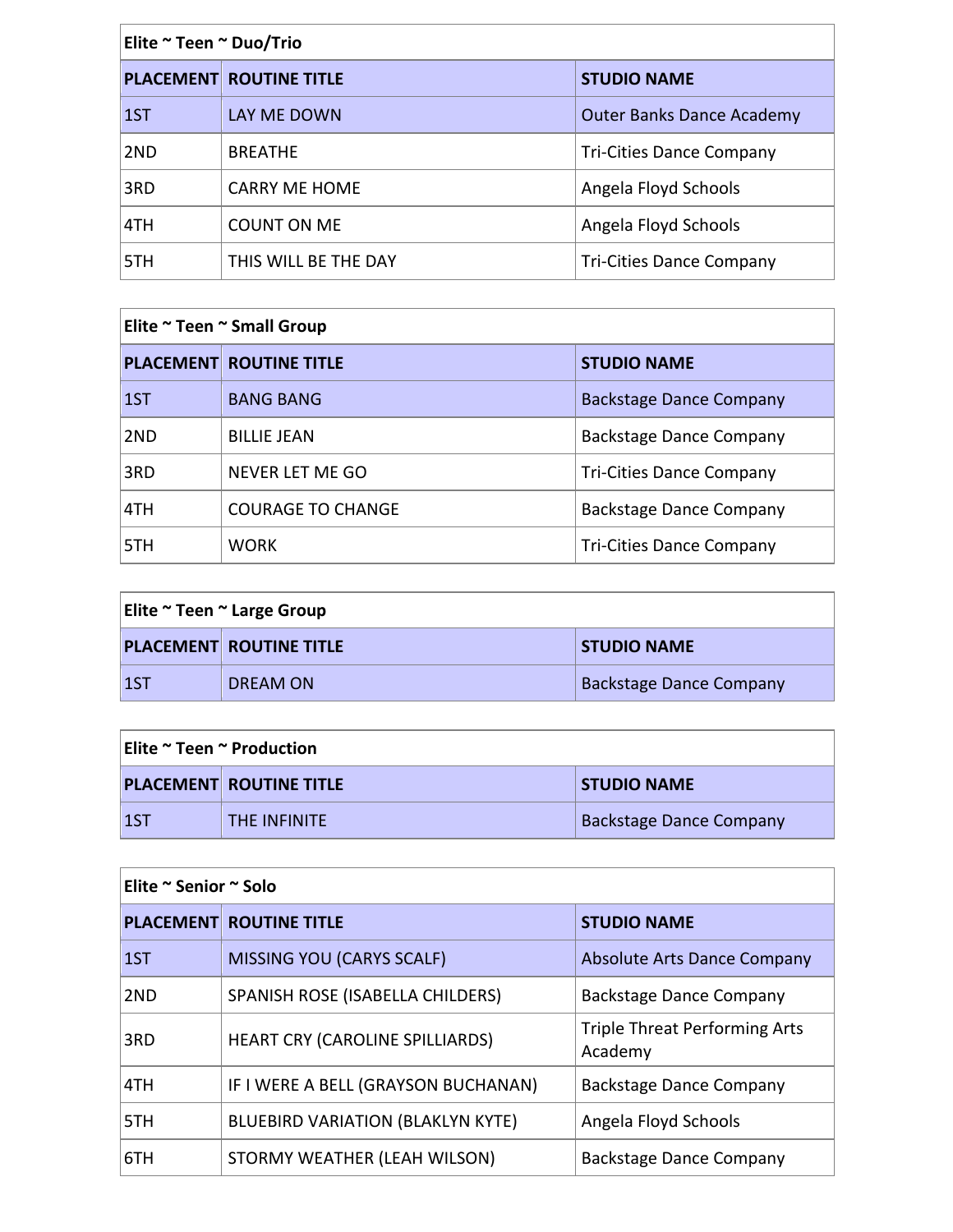| Elite ~ Teen ~ Duo/Trio | | |
|---|---|---|
| **PLACEMENT** | **ROUTINE TITLE** | **STUDIO NAME** |
| 1ST | LAY ME DOWN | Outer Banks Dance Academy |
| 2ND | BREATHE | Tri-Cities Dance Company |
| 3RD | CARRY ME HOME | Angela Floyd Schools |
| 4TH | COUNT ON ME | Angela Floyd Schools |
| 5TH | THIS WILL BE THE DAY | Tri-Cities Dance Company |

| Elite ~ Teen ~ Small Group | | |
|---|---|---|
| **PLACEMENT** | **ROUTINE TITLE** | **STUDIO NAME** |
| 1ST | BANG BANG | Backstage Dance Company |
| 2ND | BILLIE JEAN | Backstage Dance Company |
| 3RD | NEVER LET ME GO | Tri-Cities Dance Company |
| 4TH | COURAGE TO CHANGE | Backstage Dance Company |
| 5TH | WORK | Tri-Cities Dance Company |

| Elite ~ Teen ~ Large Group | | |
|---|---|---|
| **PLACEMENT** | **ROUTINE TITLE** | **STUDIO NAME** |
| 1ST | DREAM ON | Backstage Dance Company |

| Elite ~ Teen ~ Production | | |
|---|---|---|
| **PLACEMENT** | **ROUTINE TITLE** | **STUDIO NAME** |
| 1ST | THE INFINITE | Backstage Dance Company |

| Elite ~ Senior ~ Solo | | |
|---|---|---|
| **PLACEMENT** | **ROUTINE TITLE** | **STUDIO NAME** |
| 1ST | MISSING YOU (CARYS SCALF) | Absolute Arts Dance Company |
| 2ND | SPANISH ROSE (ISABELLA CHILDERS) | Backstage Dance Company |
| 3RD | HEART CRY (CAROLINE SPILLIARDS) | Triple Threat Performing Arts Academy |
| 4TH | IF I WERE A BELL (GRAYSON BUCHANAN) | Backstage Dance Company |
| 5TH | BLUEBIRD VARIATION (BLAKLYN KYTE) | Angela Floyd Schools |
| 6TH | STORMY WEATHER (LEAH WILSON) | Backstage Dance Company |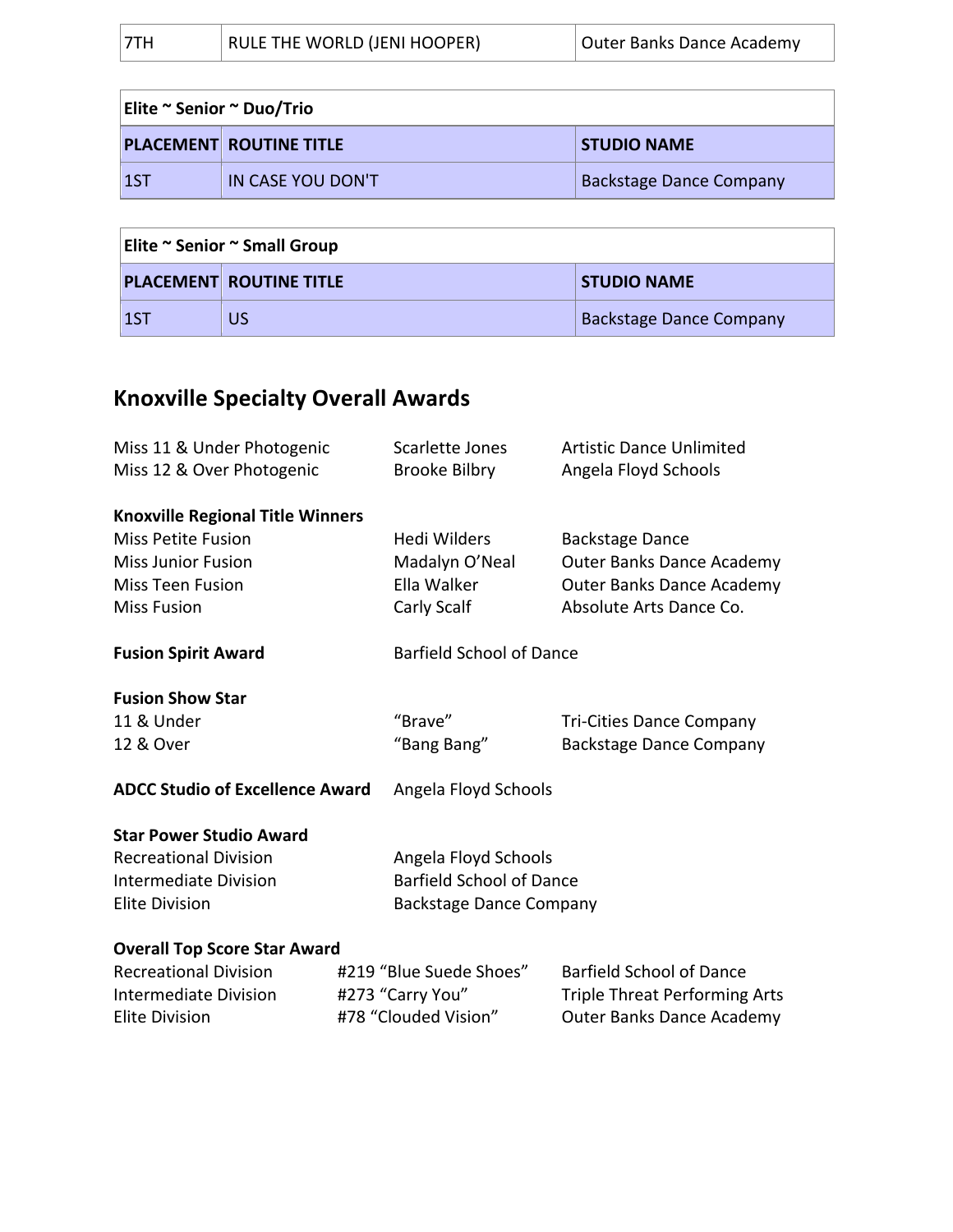| | | |
|---|---|---|
| 7TH | RULE THE WORLD (JENI HOOPER) | Outer Banks Dance Academy |

| Elite ~ Senior ~ Duo/Trio | | |
|---|---|---|
| **PLACEMENT** | **ROUTINE TITLE** | **STUDIO NAME** |
| 1ST | IN CASE YOU DON'T | Backstage Dance Company |

| Elite ~ Senior ~ Small Group | | |
|---|---|---|
| **PLACEMENT** | **ROUTINE TITLE** | **STUDIO NAME** |
| 1ST | US | Backstage Dance Company |

## Knoxville Specialty Overall Awards

Miss 11 & Under Photogenic — Scarlette Jones — Artistic Dance Unlimited
Miss 12 & Over Photogenic — Brooke Bilbry — Angela Floyd Schools

**Knoxville Regional Title Winners**
Miss Petite Fusion — Hedi Wilders — Backstage Dance
Miss Junior Fusion — Madalyn O'Neal — Outer Banks Dance Academy
Miss Teen Fusion — Ella Walker — Outer Banks Dance Academy
Miss Fusion — Carly Scalf — Absolute Arts Dance Co.

**Fusion Spirit Award** — Barfield School of Dance

**Fusion Show Star**
11 & Under — "Brave" — Tri-Cities Dance Company
12 & Over — "Bang Bang" — Backstage Dance Company

**ADCC Studio of Excellence Award** — Angela Floyd Schools

**Star Power Studio Award**
Recreational Division — Angela Floyd Schools
Intermediate Division — Barfield School of Dance
Elite Division — Backstage Dance Company

**Overall Top Score Star Award**
Recreational Division — #219 "Blue Suede Shoes" — Barfield School of Dance
Intermediate Division — #273 "Carry You" — Triple Threat Performing Arts
Elite Division — #78 "Clouded Vision" — Outer Banks Dance Academy